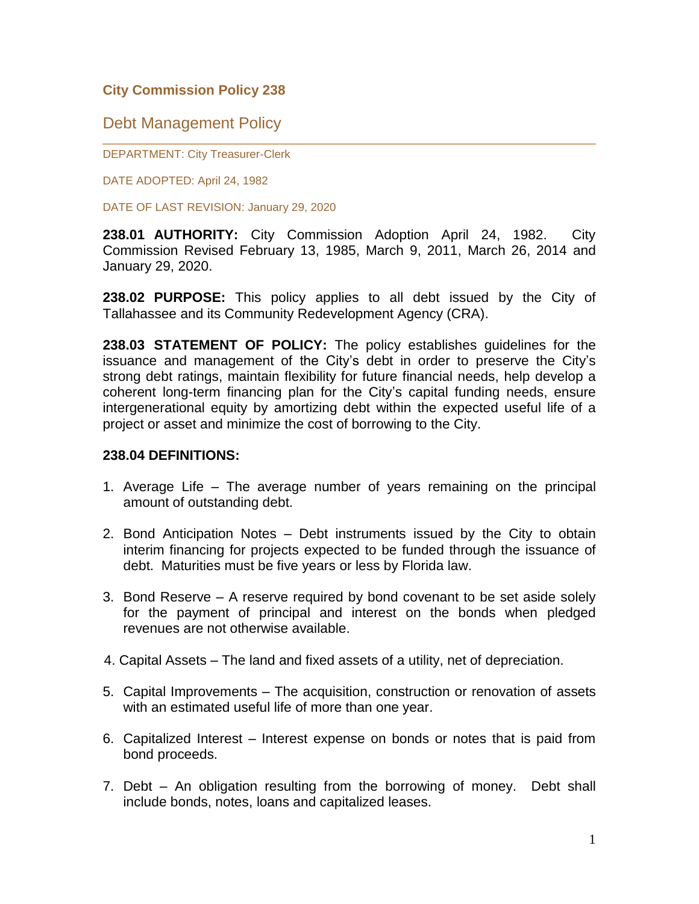# City Commission Policy 238

## Debt Management Policy

DEPARTMENT: City Treasurer-Clerk

DATE ADOPTED: April 24, 1982

DATE OF LAST REVISION: January 29, 2020

**238.01 AUTHORITY:** City Commission Adoption April 24, 1982. City Commission Revised February 13, 1985, March 9, 2011, March 26, 2014 and January 29, 2020.

**238.02 PURPOSE:** This policy applies to all debt issued by the City of Tallahassee and its Community Redevelopment Agency (CRA).

**238.03 STATEMENT OF POLICY:** The policy establishes guidelines for the issuance and management of the City's debt in order to preserve the City's strong debt ratings, maintain flexibility for future financial needs, help develop a coherent long-term financing plan for the City's capital funding needs, ensure intergenerational equity by amortizing debt within the expected useful life of a project or asset and minimize the cost of borrowing to the City.

**238.04 DEFINITIONS:**

1. Average Life – The average number of years remaining on the principal amount of outstanding debt.

2. Bond Anticipation Notes – Debt instruments issued by the City to obtain interim financing for projects expected to be funded through the issuance of debt. Maturities must be five years or less by Florida law.

3. Bond Reserve – A reserve required by bond covenant to be set aside solely for the payment of principal and interest on the bonds when pledged revenues are not otherwise available.

4. Capital Assets – The land and fixed assets of a utility, net of depreciation.

5. Capital Improvements – The acquisition, construction or renovation of assets with an estimated useful life of more than one year.

6. Capitalized Interest – Interest expense on bonds or notes that is paid from bond proceeds.

7. Debt – An obligation resulting from the borrowing of money. Debt shall include bonds, notes, loans and capitalized leases.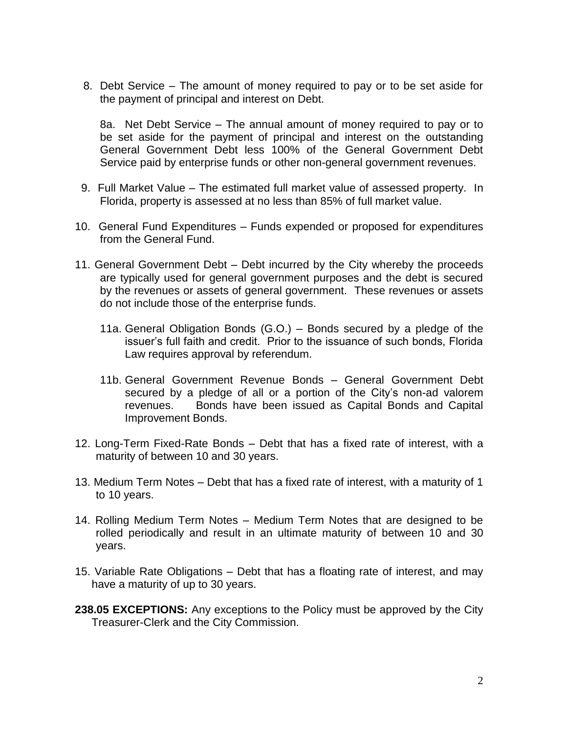8. Debt Service – The amount of money required to pay or to be set aside for the payment of principal and interest on Debt.

   8a. Net Debt Service – The annual amount of money required to pay or to be set aside for the payment of principal and interest on the outstanding General Government Debt less 100% of the General Government Debt Service paid by enterprise funds or other non-general government revenues.

9. Full Market Value – The estimated full market value of assessed property. In Florida, property is assessed at no less than 85% of full market value.

10. General Fund Expenditures – Funds expended or proposed for expenditures from the General Fund.

11. General Government Debt – Debt incurred by the City whereby the proceeds are typically used for general government purposes and the debt is secured by the revenues or assets of general government. These revenues or assets do not include those of the enterprise funds.

    11a. General Obligation Bonds (G.O.) – Bonds secured by a pledge of the issuer's full faith and credit. Prior to the issuance of such bonds, Florida Law requires approval by referendum.

    11b. General Government Revenue Bonds – General Government Debt secured by a pledge of all or a portion of the City's non-ad valorem revenues. Bonds have been issued as Capital Bonds and Capital Improvement Bonds.

12. Long-Term Fixed-Rate Bonds – Debt that has a fixed rate of interest, with a maturity of between 10 and 30 years.

13. Medium Term Notes – Debt that has a fixed rate of interest, with a maturity of 1 to 10 years.

14. Rolling Medium Term Notes – Medium Term Notes that are designed to be rolled periodically and result in an ultimate maturity of between 10 and 30 years.

15. Variable Rate Obligations – Debt that has a floating rate of interest, and may have a maturity of up to 30 years.

**238.05 EXCEPTIONS:** Any exceptions to the Policy must be approved by the City Treasurer-Clerk and the City Commission.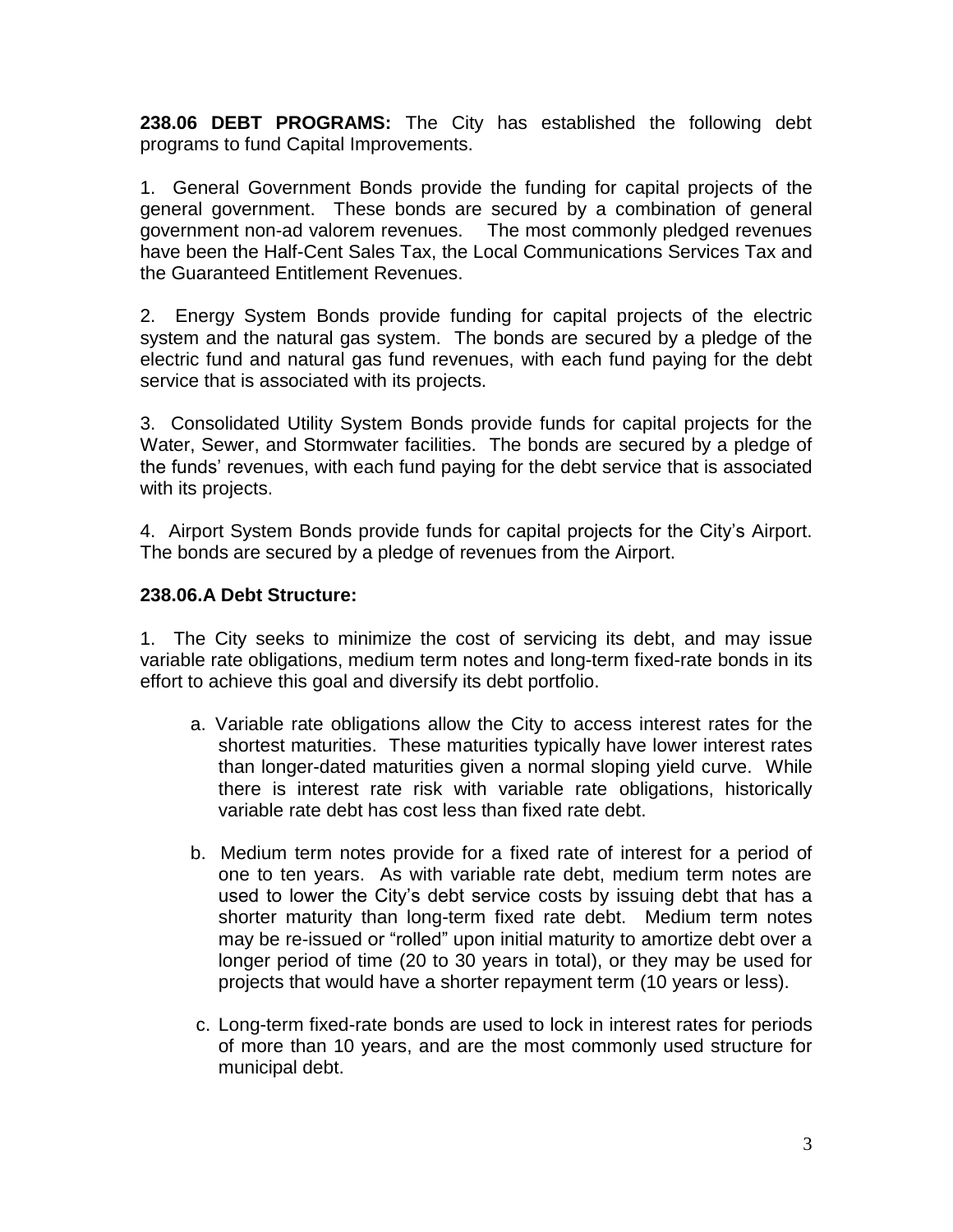**238.06 DEBT PROGRAMS:** The City has established the following debt programs to fund Capital Improvements.

1. General Government Bonds provide the funding for capital projects of the general government. These bonds are secured by a combination of general government non-ad valorem revenues. The most commonly pledged revenues have been the Half-Cent Sales Tax, the Local Communications Services Tax and the Guaranteed Entitlement Revenues.

2. Energy System Bonds provide funding for capital projects of the electric system and the natural gas system. The bonds are secured by a pledge of the electric fund and natural gas fund revenues, with each fund paying for the debt service that is associated with its projects.

3. Consolidated Utility System Bonds provide funds for capital projects for the Water, Sewer, and Stormwater facilities. The bonds are secured by a pledge of the funds' revenues, with each fund paying for the debt service that is associated with its projects.

4. Airport System Bonds provide funds for capital projects for the City's Airport. The bonds are secured by a pledge of revenues from the Airport.

**238.06.A Debt Structure:**

1. The City seeks to minimize the cost of servicing its debt, and may issue variable rate obligations, medium term notes and long-term fixed-rate bonds in its effort to achieve this goal and diversify its debt portfolio.

   a. Variable rate obligations allow the City to access interest rates for the shortest maturities. These maturities typically have lower interest rates than longer-dated maturities given a normal sloping yield curve. While there is interest rate risk with variable rate obligations, historically variable rate debt has cost less than fixed rate debt.

   b. Medium term notes provide for a fixed rate of interest for a period of one to ten years. As with variable rate debt, medium term notes are used to lower the City's debt service costs by issuing debt that has a shorter maturity than long-term fixed rate debt. Medium term notes may be re-issued or "rolled" upon initial maturity to amortize debt over a longer period of time (20 to 30 years in total), or they may be used for projects that would have a shorter repayment term (10 years or less).

   c. Long-term fixed-rate bonds are used to lock in interest rates for periods of more than 10 years, and are the most commonly used structure for municipal debt.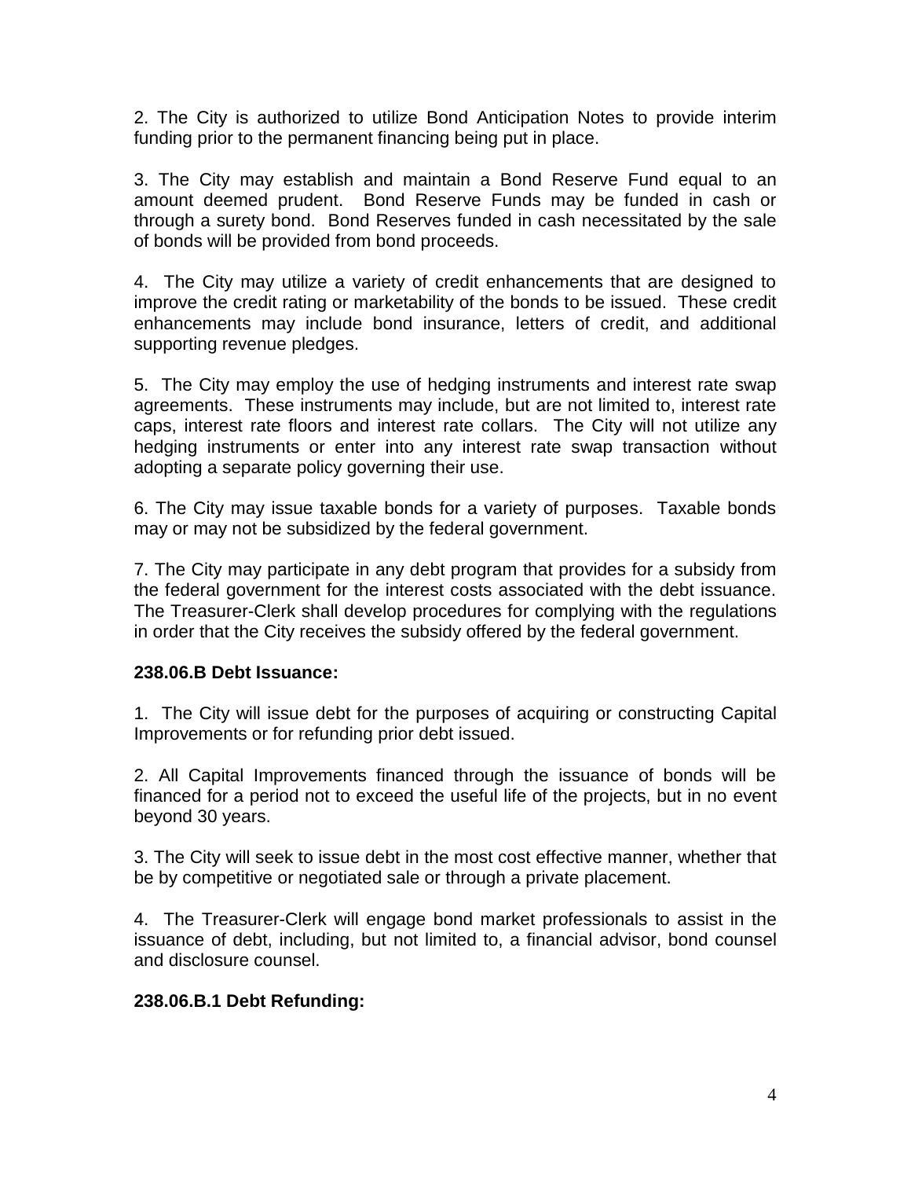2. The City is authorized to utilize Bond Anticipation Notes to provide interim funding prior to the permanent financing being put in place.

3. The City may establish and maintain a Bond Reserve Fund equal to an amount deemed prudent. Bond Reserve Funds may be funded in cash or through a surety bond. Bond Reserves funded in cash necessitated by the sale of bonds will be provided from bond proceeds.

4. The City may utilize a variety of credit enhancements that are designed to improve the credit rating or marketability of the bonds to be issued. These credit enhancements may include bond insurance, letters of credit, and additional supporting revenue pledges.

5. The City may employ the use of hedging instruments and interest rate swap agreements. These instruments may include, but are not limited to, interest rate caps, interest rate floors and interest rate collars. The City will not utilize any hedging instruments or enter into any interest rate swap transaction without adopting a separate policy governing their use.

6. The City may issue taxable bonds for a variety of purposes. Taxable bonds may or may not be subsidized by the federal government.

7. The City may participate in any debt program that provides for a subsidy from the federal government for the interest costs associated with the debt issuance. The Treasurer-Clerk shall develop procedures for complying with the regulations in order that the City receives the subsidy offered by the federal government.

**238.06.B Debt Issuance:**

1. The City will issue debt for the purposes of acquiring or constructing Capital Improvements or for refunding prior debt issued.

2. All Capital Improvements financed through the issuance of bonds will be financed for a period not to exceed the useful life of the projects, but in no event beyond 30 years.

3. The City will seek to issue debt in the most cost effective manner, whether that be by competitive or negotiated sale or through a private placement.

4. The Treasurer-Clerk will engage bond market professionals to assist in the issuance of debt, including, but not limited to, a financial advisor, bond counsel and disclosure counsel.

**238.06.B.1 Debt Refunding:**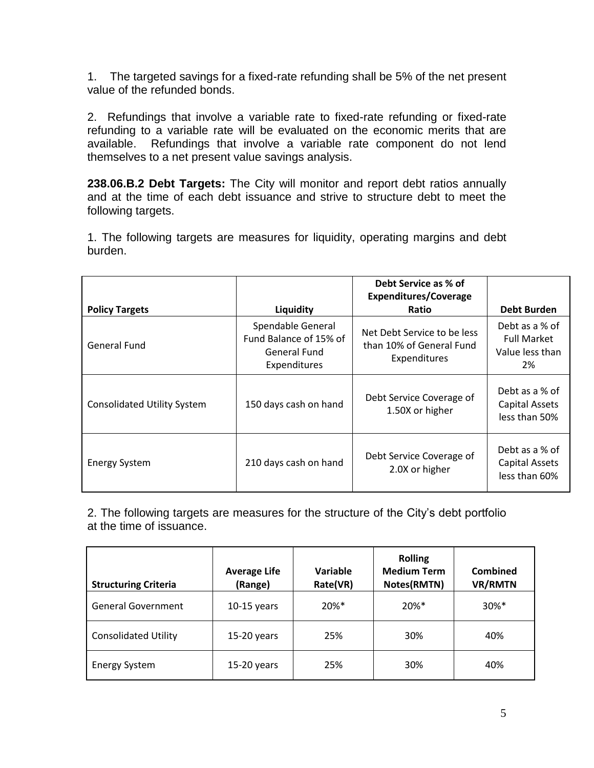1. The targeted savings for a fixed-rate refunding shall be 5% of the net present value of the refunded bonds.

2. Refundings that involve a variable rate to fixed-rate refunding or fixed-rate refunding to a variable rate will be evaluated on the economic merits that are available. Refundings that involve a variable rate component do not lend themselves to a net present value savings analysis.

**238.06.B.2 Debt Targets:** The City will monitor and report debt ratios annually and at the time of each debt issuance and strive to structure debt to meet the following targets.

1. The following targets are measures for liquidity, operating margins and debt burden.

| Policy Targets | Liquidity | Debt Service as % of Expenditures/Coverage Ratio | Debt Burden |
|---|---|---|---|
| General Fund | Spendable General Fund Balance of 15% of General Fund Expenditures | Net Debt Service to be less than 10% of General Fund Expenditures | Debt as a % of Full Market Value less than 2% |
| Consolidated Utility System | 150 days cash on hand | Debt Service Coverage of 1.50X or higher | Debt as a % of Capital Assets less than 50% |
| Energy System | 210 days cash on hand | Debt Service Coverage of 2.0X or higher | Debt as a % of Capital Assets less than 60% |

2. The following targets are measures for the structure of the City's debt portfolio at the time of issuance.

| Structuring Criteria | Average Life (Range) | Variable Rate(VR) | Rolling Medium Term Notes(RMTN) | Combined VR/RMTN |
|---|---|---|---|---|
| General Government | 10-15 years | 20%* | 20%* | 30%* |
| Consolidated Utility | 15-20 years | 25% | 30% | 40% |
| Energy System | 15-20 years | 25% | 30% | 40% |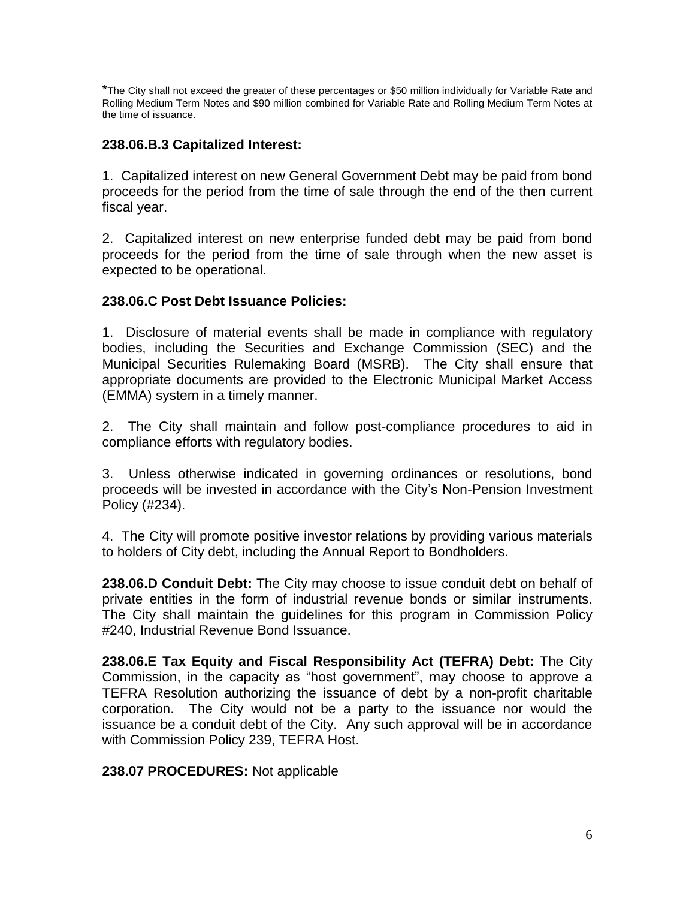*The City shall not exceed the greater of these percentages or $50 million individually for Variable Rate and Rolling Medium Term Notes and $90 million combined for Variable Rate and Rolling Medium Term Notes at the time of issuance.

**238.06.B.3 Capitalized Interest:**

1. Capitalized interest on new General Government Debt may be paid from bond proceeds for the period from the time of sale through the end of the then current fiscal year.

2. Capitalized interest on new enterprise funded debt may be paid from bond proceeds for the period from the time of sale through when the new asset is expected to be operational.

**238.06.C Post Debt Issuance Policies:**

1. Disclosure of material events shall be made in compliance with regulatory bodies, including the Securities and Exchange Commission (SEC) and the Municipal Securities Rulemaking Board (MSRB). The City shall ensure that appropriate documents are provided to the Electronic Municipal Market Access (EMMA) system in a timely manner.

2. The City shall maintain and follow post-compliance procedures to aid in compliance efforts with regulatory bodies.

3. Unless otherwise indicated in governing ordinances or resolutions, bond proceeds will be invested in accordance with the City's Non-Pension Investment Policy (#234).

4. The City will promote positive investor relations by providing various materials to holders of City debt, including the Annual Report to Bondholders.

**238.06.D Conduit Debt:** The City may choose to issue conduit debt on behalf of private entities in the form of industrial revenue bonds or similar instruments. The City shall maintain the guidelines for this program in Commission Policy #240, Industrial Revenue Bond Issuance.

**238.06.E Tax Equity and Fiscal Responsibility Act (TEFRA) Debt:** The City Commission, in the capacity as "host government", may choose to approve a TEFRA Resolution authorizing the issuance of debt by a non-profit charitable corporation. The City would not be a party to the issuance nor would the issuance be a conduit debt of the City. Any such approval will be in accordance with Commission Policy 239, TEFRA Host.

**238.07 PROCEDURES:** Not applicable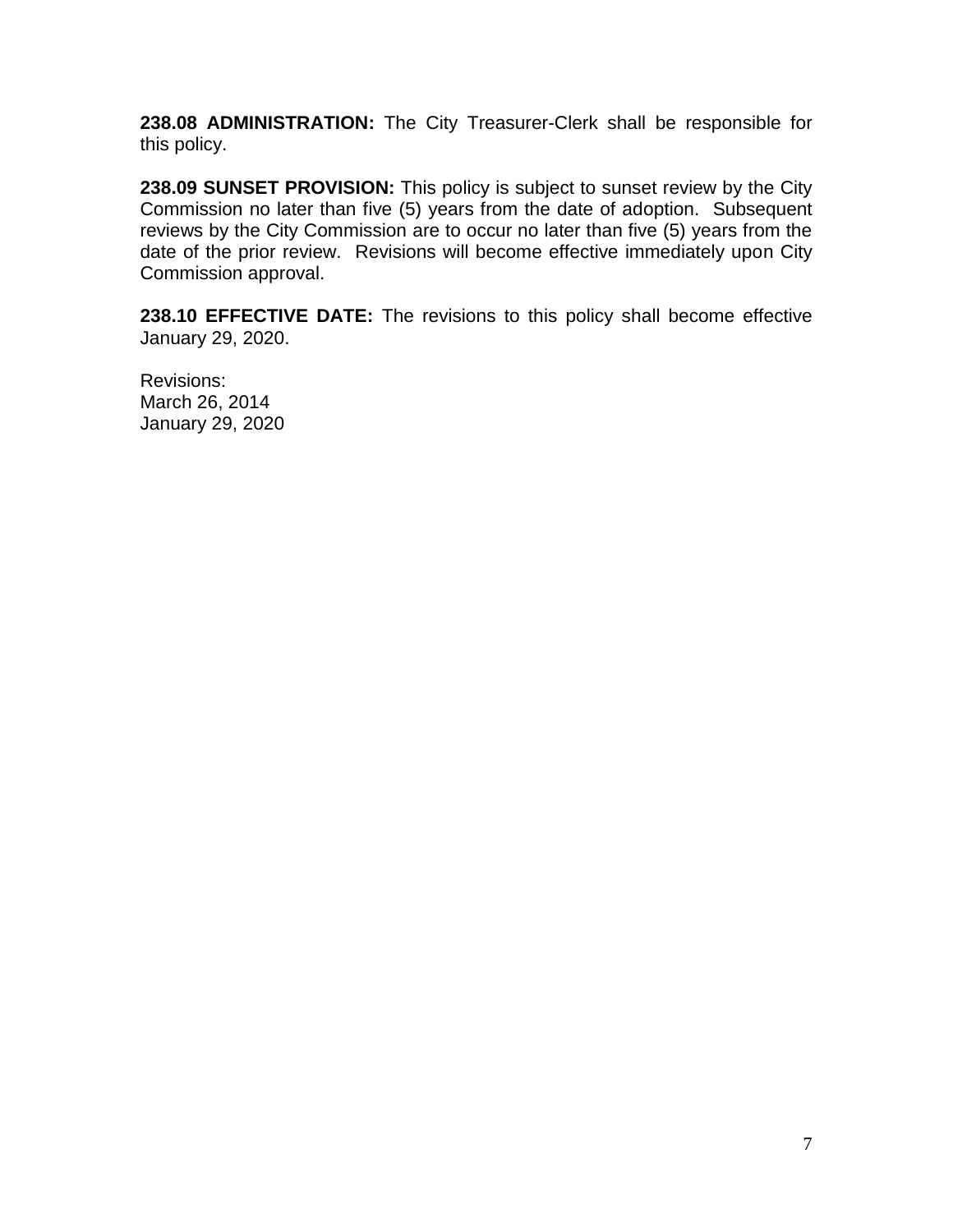**238.08 ADMINISTRATION:** The City Treasurer-Clerk shall be responsible for this policy.

**238.09 SUNSET PROVISION:** This policy is subject to sunset review by the City Commission no later than five (5) years from the date of adoption. Subsequent reviews by the City Commission are to occur no later than five (5) years from the date of the prior review. Revisions will become effective immediately upon City Commission approval.

**238.10 EFFECTIVE DATE:** The revisions to this policy shall become effective January 29, 2020.

Revisions:
March 26, 2014
January 29, 2020